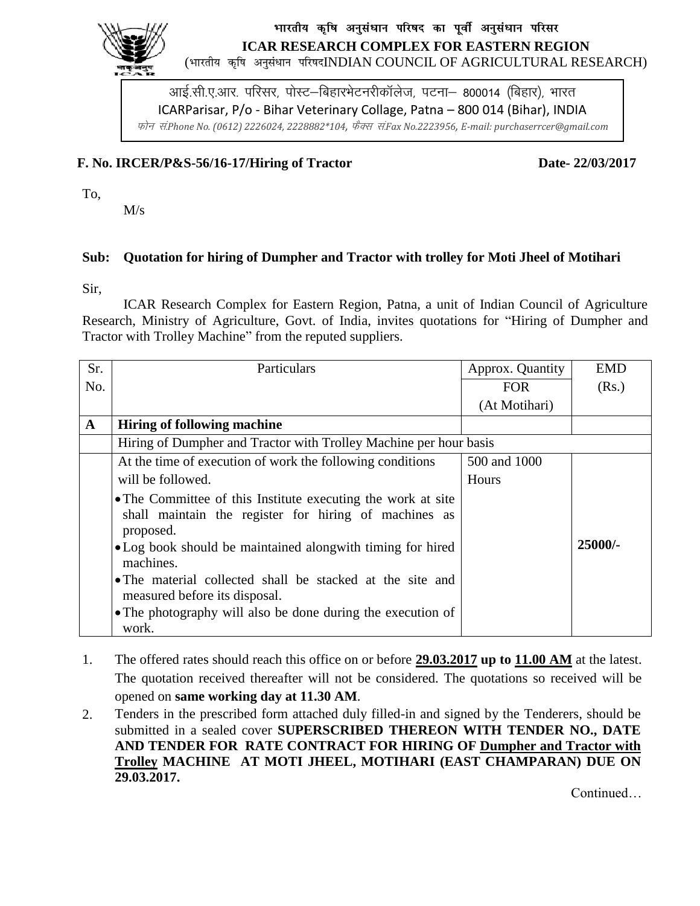**भारतीय कृषि अनुसंधान परिषद का पूर्वी अनुसंधान परिसर**

**ICAR RESEARCH COMPLEX FOR EASTERN REGION**

(भारतीय कृषि अनुसंधान परिषदINDIAN COUNCIL OF AGRICULTURAL RESEARCH)

आई.सी.ए.आर. परिसर, पोस्ट–बिहारभेटनरीकॉलेज, पटना– 800014 (बिहार), भारत

ICARParisar, P/o - Bihar Veterinary Collage, Patna – 800 014 (Bihar), INDIA

*फोन सं.Phone No. (0612) 2226024, 2228882*104, फैक्स सं.Fax No.2223956, E-mail: purchaserrcer@gmail.com*

**F. No. IRCER/P&S-56/16-17/Hiring of Tractor** **Date- 22/03/2017**

To,

M/s

**Sub: Quotation for hiring of Dumpher and Tractor with trolley for Moti Jheel of Motihari**

Sir,

ICAR Research Complex for Eastern Region, Patna, a unit of Indian Council of Agriculture Research, Ministry of Agriculture, Govt. of India, invites quotations for "Hiring of Dumpher and Tractor with Trolley Machine" from the reputed suppliers.

| Sr. No. | Particulars | Approx. Quantity FOR (At Motihari) | EMD (Rs.) |
|---|---|---|---|
| **A** | **Hiring of following machine** | | |
| | Hiring of Dumpher and Tractor with Trolley Machine per hour basis | | |
| | At the time of execution of work the following conditions will be followed.<br>• The Committee of this Institute executing the work at site shall maintain the register for hiring of machines as proposed.<br>• Log book should be maintained alongwith timing for hired machines.<br>• The material collected shall be stacked at the site and measured before its disposal.<br>• The photography will also be done during the execution of work. | 500 and 1000 Hours | **25000/-** |

1. The offered rates should reach this office on or before **<u>29.03.2017</u> up to <u>11.00 AM</u>** at the latest. The quotation received thereafter will not be considered. The quotations so received will be opened on **same working day at 11.30 AM**.
2. Tenders in the prescribed form attached duly filled-in and signed by the Tenderers, should be submitted in a sealed cover **SUPERSCRIBED THEREON WITH TENDER NO., DATE AND TENDER FOR RATE CONTRACT FOR HIRING OF <u>Dumpher and Tractor with Trolley</u> MACHINE AT MOTI JHEEL, MOTIHARI (EAST CHAMPARAN) DUE ON 29.03.2017.**

Continued…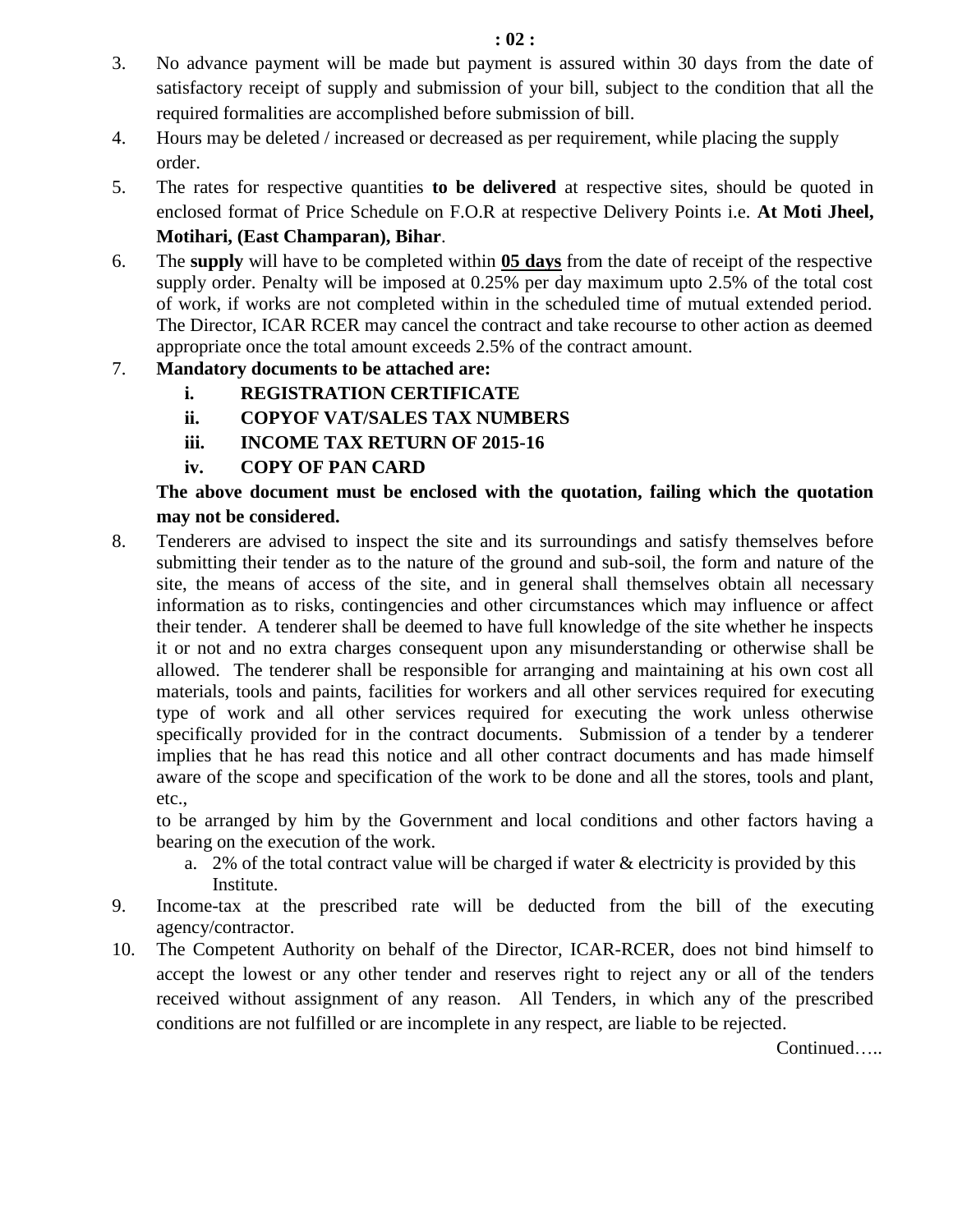3. No advance payment will be made but payment is assured within 30 days from the date of satisfactory receipt of supply and submission of your bill, subject to the condition that all the required formalities are accomplished before submission of bill.
4. Hours may be deleted / increased or decreased as per requirement, while placing the supply order.
5. The rates for respective quantities **to be delivered** at respective sites, should be quoted in enclosed format of Price Schedule on F.O.R at respective Delivery Points i.e. **At Moti Jheel, Motihari, (East Champaran), Bihar**.
6. The **supply** will have to be completed within **<u>05 days</u>** from the date of receipt of the respective supply order. Penalty will be imposed at 0.25% per day maximum upto 2.5% of the total cost of work, if works are not completed within in the scheduled time of mutual extended period. The Director, ICAR RCER may cancel the contract and take recourse to other action as deemed appropriate once the total amount exceeds 2.5% of the contract amount.
7. **Mandatory documents to be attached are:**
   - **i. REGISTRATION CERTIFICATE**
   - **ii. COPYOF VAT/SALES TAX NUMBERS**
   - **iii. INCOME TAX RETURN OF 2015-16**
   - **iv. COPY OF PAN CARD**

   **The above document must be enclosed with the quotation, failing which the quotation may not be considered.**
8. Tenderers are advised to inspect the site and its surroundings and satisfy themselves before submitting their tender as to the nature of the ground and sub-soil, the form and nature of the site, the means of access of the site, and in general shall themselves obtain all necessary information as to risks, contingencies and other circumstances which may influence or affect their tender. A tenderer shall be deemed to have full knowledge of the site whether he inspects it or not and no extra charges consequent upon any misunderstanding or otherwise shall be allowed. The tenderer shall be responsible for arranging and maintaining at his own cost all materials, tools and paints, facilities for workers and all other services required for executing type of work and all other services required for executing the work unless otherwise specifically provided for in the contract documents. Submission of a tender by a tenderer implies that he has read this notice and all other contract documents and has made himself aware of the scope and specification of the work to be done and all the stores, tools and plant, etc.,

   to be arranged by him by the Government and local conditions and other factors having a bearing on the execution of the work.
   a. 2% of the total contract value will be charged if water & electricity is provided by this Institute.
9. Income-tax at the prescribed rate will be deducted from the bill of the executing agency/contractor.
10. The Competent Authority on behalf of the Director, ICAR-RCER, does not bind himself to accept the lowest or any other tender and reserves right to reject any or all of the tenders received without assignment of any reason. All Tenders, in which any of the prescribed conditions are not fulfilled or are incomplete in any respect, are liable to be rejected.

Continued…..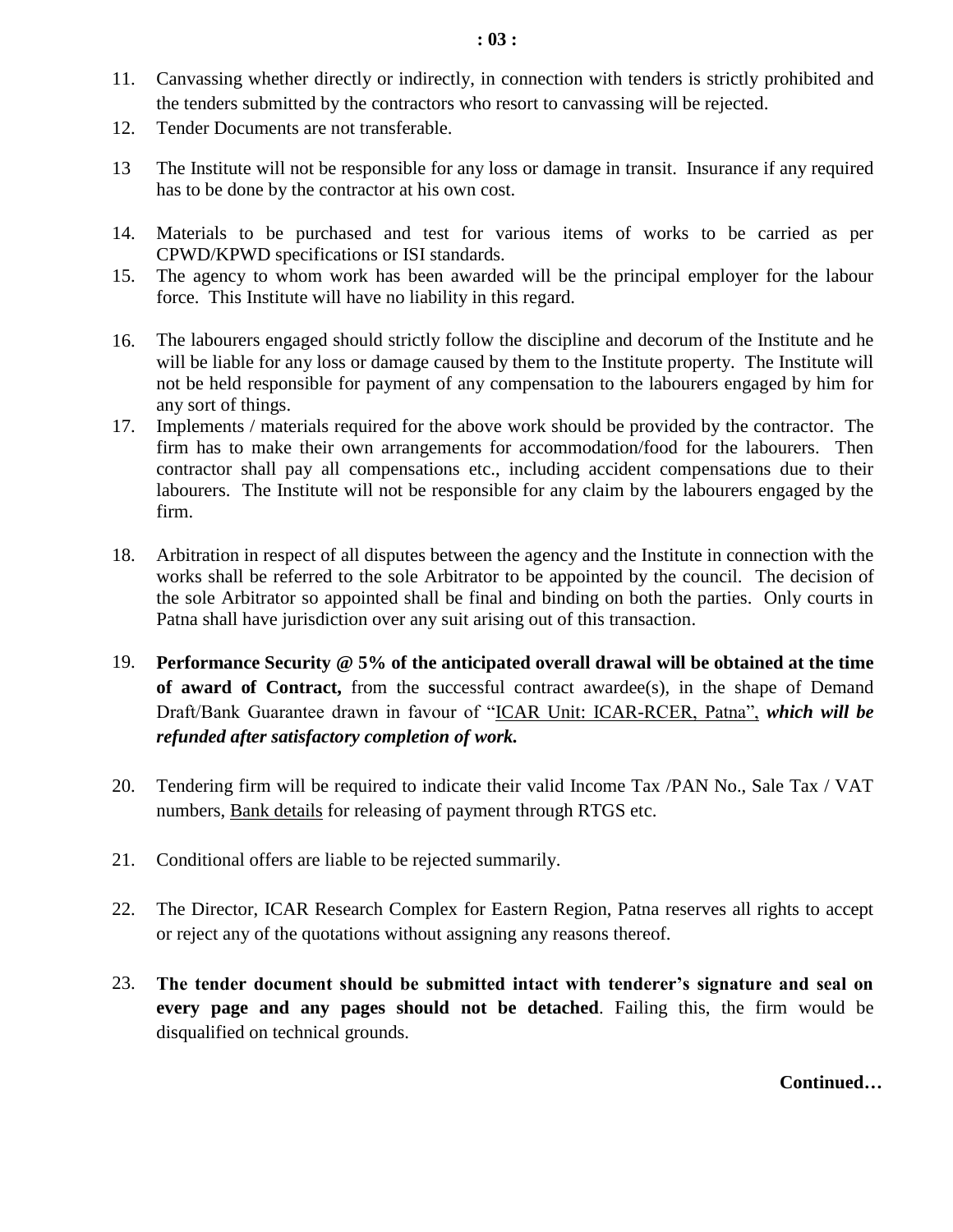11. Canvassing whether directly or indirectly, in connection with tenders is strictly prohibited and the tenders submitted by the contractors who resort to canvassing will be rejected.
12. Tender Documents are not transferable.
13. The Institute will not be responsible for any loss or damage in transit. Insurance if any required has to be done by the contractor at his own cost.
14. Materials to be purchased and test for various items of works to be carried as per CPWD/KPWD specifications or ISI standards.
15. The agency to whom work has been awarded will be the principal employer for the labour force. This Institute will have no liability in this regard.
16. The labourers engaged should strictly follow the discipline and decorum of the Institute and he will be liable for any loss or damage caused by them to the Institute property. The Institute will not be held responsible for payment of any compensation to the labourers engaged by him for any sort of things.
17. Implements / materials required for the above work should be provided by the contractor. The firm has to make their own arrangements for accommodation/food for the labourers. Then contractor shall pay all compensations etc., including accident compensations due to their labourers. The Institute will not be responsible for any claim by the labourers engaged by the firm.
18. Arbitration in respect of all disputes between the agency and the Institute in connection with the works shall be referred to the sole Arbitrator to be appointed by the council. The decision of the sole Arbitrator so appointed shall be final and binding on both the parties. Only courts in Patna shall have jurisdiction over any suit arising out of this transaction.
19. **Performance Security @ 5% of the anticipated overall drawal will be obtained at the time of award of Contract,** from the **s**uccessful contract awardee(s), in the shape of Demand Draft/Bank Guarantee drawn in favour of "ICAR Unit: ICAR-RCER, Patna", ***which will be refunded after satisfactory completion of work.***
20. Tendering firm will be required to indicate their valid Income Tax /PAN No., Sale Tax / VAT numbers, Bank details for releasing of payment through RTGS etc.
21. Conditional offers are liable to be rejected summarily.
22. The Director, ICAR Research Complex for Eastern Region, Patna reserves all rights to accept or reject any of the quotations without assigning any reasons thereof.
23. **The tender document should be submitted intact with tenderer's signature and seal on every page and any pages should not be detached**. Failing this, the firm would be disqualified on technical grounds.

**Continued…**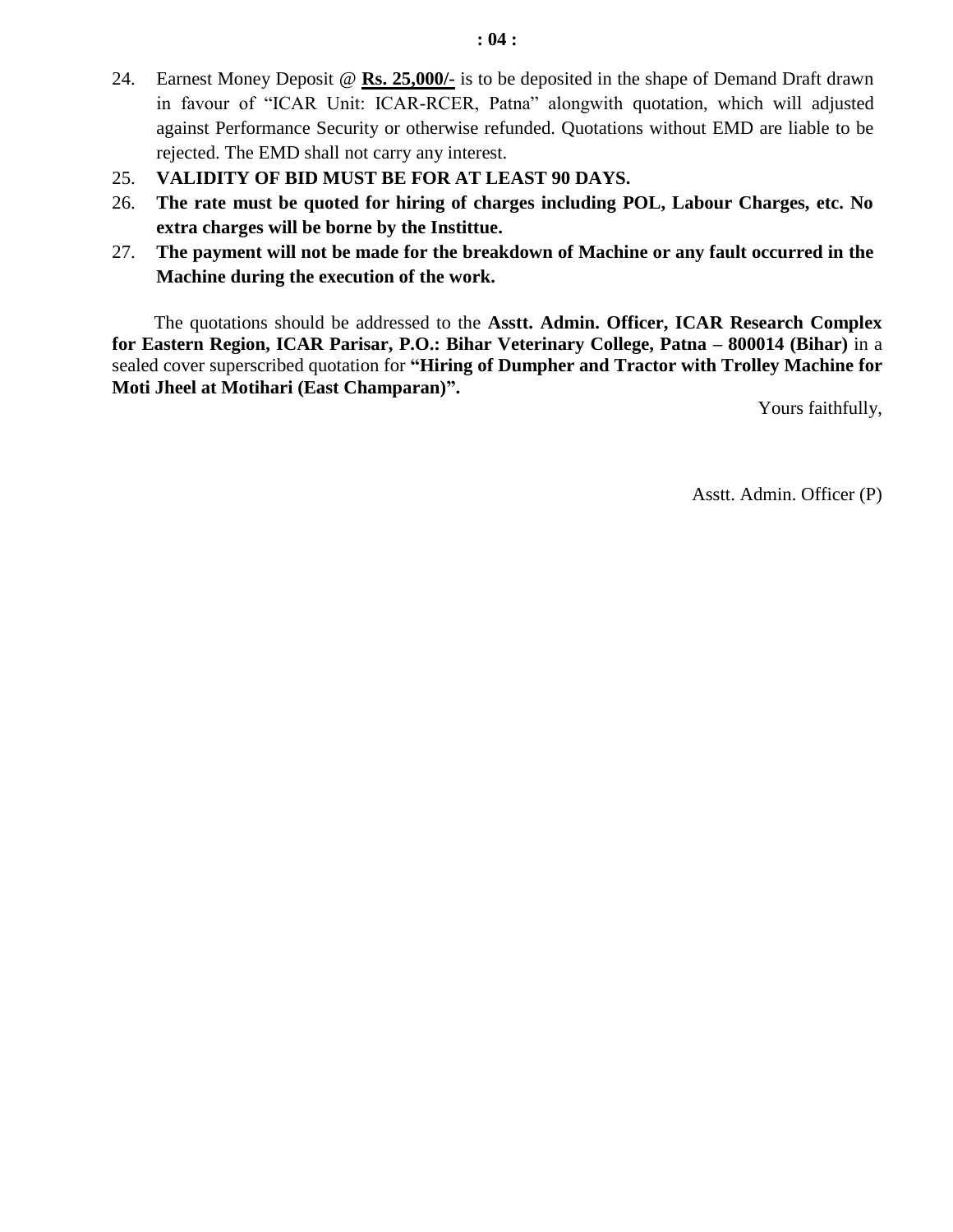24. Earnest Money Deposit @ **<u>Rs. 25,000/-</u>** is to be deposited in the shape of Demand Draft drawn in favour of "ICAR Unit: ICAR-RCER, Patna" alongwith quotation, which will adjusted against Performance Security or otherwise refunded. Quotations without EMD are liable to be rejected. The EMD shall not carry any interest.
25. **VALIDITY OF BID MUST BE FOR AT LEAST 90 DAYS.**
26. **The rate must be quoted for hiring of charges including POL, Labour Charges, etc. No extra charges will be borne by the Instittue.**
27. **The payment will not be made for the breakdown of Machine or any fault occurred in the Machine during the execution of the work.**

The quotations should be addressed to the **Asstt. Admin. Officer, ICAR Research Complex for Eastern Region, ICAR Parisar, P.O.: Bihar Veterinary College, Patna – 800014 (Bihar)** in a sealed cover superscribed quotation for **"Hiring of Dumpher and Tractor with Trolley Machine for Moti Jheel at Motihari (East Champaran)".**

Yours faithfully,

Asstt. Admin. Officer (P)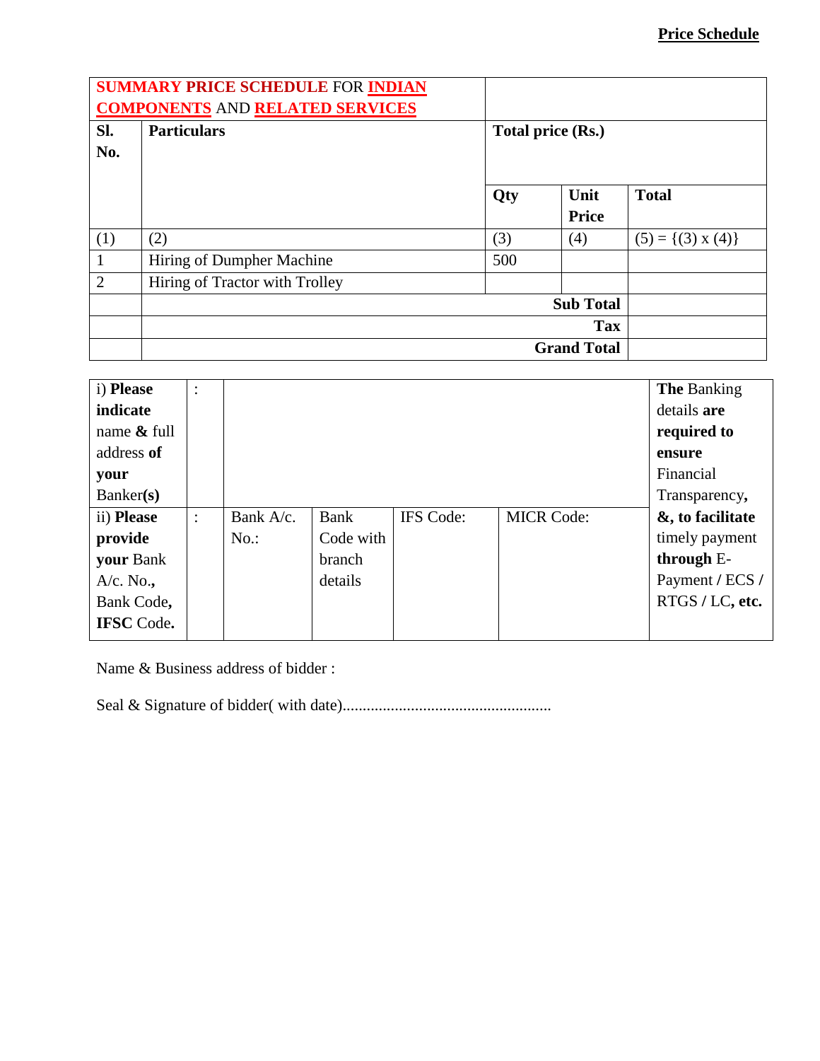**Price Schedule**

| **SUMMARY PRICE SCHEDULE** FOR **INDIAN COMPONENTS** AND **RELATED SERVICES** | | | | |
|---|---|---|---|---|
| **Sl. No.** | **Particulars** | **Total price (Rs.)** | | |
| | | **Qty** | **Unit Price** | **Total** |
| (1) | (2) | (3) | (4) | (5) = {(3) x (4)} |
| 1 | Hiring of Dumpher Machine | 500 | | |
| 2 | Hiring of Tractor with Trolley | | | |
| | **Sub Total** | | | |
| | **Tax** | | | |
| | **Grand Total** | | | |

| | | | | | | |
|---|---|---|---|---|---|---|
| i) **Please indicate** name **&** full address **of your** Banker**(s)** | : | | | | | **The** Banking details **are required to ensure** Financial Transparency**,** **&, to facilitate** timely payment **through** E-Payment **/** ECS **/** RTGS **/** LC**, etc.** |
| ii) **Please provide your** Bank A/c. No.**,** Bank Code**,** **IFSC** Code**.** | : | Bank A/c. No.: | Bank Code with branch details | IFS Code: | MICR Code: | |

Name & Business address of bidder :

Seal & Signature of bidder( with date)..................................................